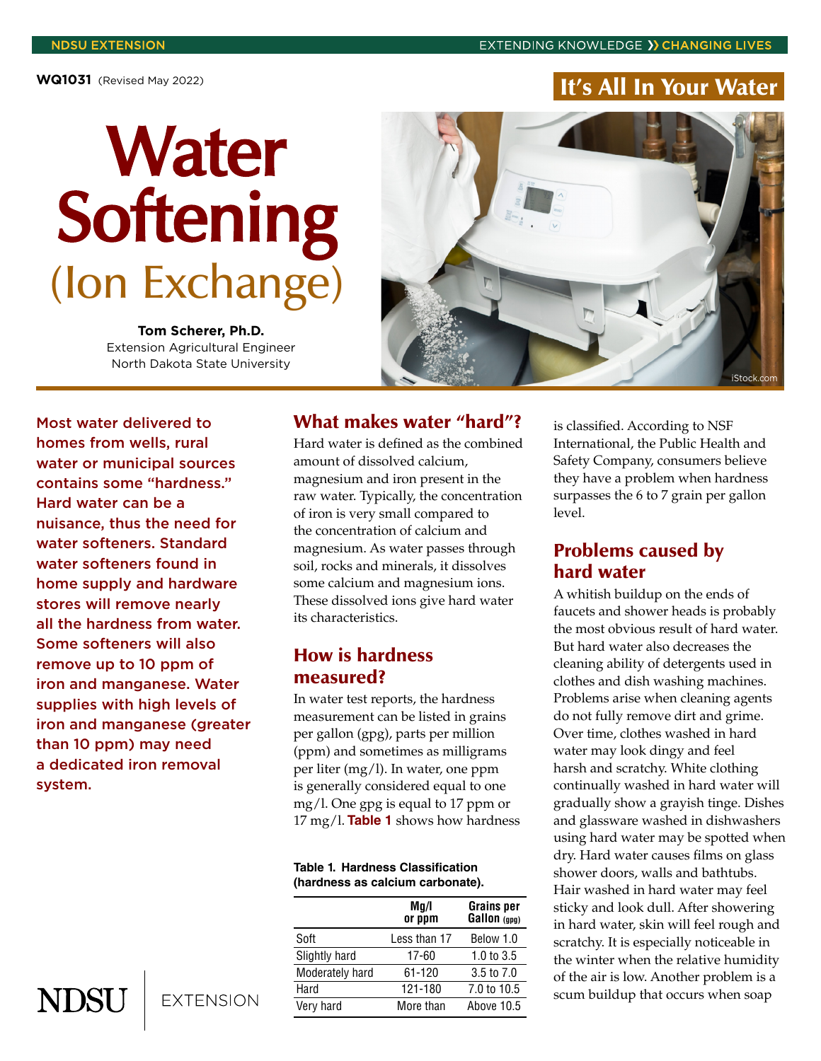WQ1031 (Revised May 2022)

It's All In Your Water

# Water Softening (Ion Exchange)

**Tom Scherer, Ph.D.**
Extension Agricultural Engineer
North Dakota State University

**Most water delivered to homes from wells, rural water or municipal sources contains some "hardness." Hard water can be a nuisance, thus the need for water softeners. Standard water softeners found in home supply and hardware stores will remove nearly all the hardness from water. Some softeners will also remove up to 10 ppm of iron and manganese. Water supplies with high levels of iron and manganese (greater than 10 ppm) may need a dedicated iron removal system.**

## What makes water "hard"?

Hard water is defined as the combined amount of dissolved calcium, magnesium and iron present in the raw water. Typically, the concentration of iron is very small compared to the concentration of calcium and magnesium. As water passes through soil, rocks and minerals, it dissolves some calcium and magnesium ions. These dissolved ions give hard water its characteristics.

## How is hardness measured?

In water test reports, the hardness measurement can be listed in grains per gallon (gpg), parts per million (ppm) and sometimes as milligrams per liter (mg/l). In water, one ppm is generally considered equal to one mg/l. One gpg is equal to 17 ppm or 17 mg/l. **Table 1** shows how hardness is classified. According to NSF International, the Public Health and Safety Company, consumers believe they have a problem when hardness surpasses the 6 to 7 grain per gallon level.

**Table 1. Hardness Classification (hardness as calcium carbonate).**

| | Mg/l or ppm | Grains per Gallon (gpg) |
|---|---|---|
| Soft | Less than 17 | Below 1.0 |
| Slightly hard | 17-60 | 1.0 to 3.5 |
| Moderately hard | 61-120 | 3.5 to 7.0 |
| Hard | 121-180 | 7.0 to 10.5 |
| Very hard | More than | Above 10.5 |

## Problems caused by hard water

A whitish buildup on the ends of faucets and shower heads is probably the most obvious result of hard water. But hard water also decreases the cleaning ability of detergents used in clothes and dish washing machines. Problems arise when cleaning agents do not fully remove dirt and grime. Over time, clothes washed in hard water may look dingy and feel harsh and scratchy. White clothing continually washed in hard water will gradually show a grayish tinge. Dishes and glassware washed in dishwashers using hard water may be spotted when dry. Hard water causes films on glass shower doors, walls and bathtubs. Hair washed in hard water may feel sticky and look dull. After showering in hard water, skin will feel rough and scratchy. It is especially noticeable in the winter when the relative humidity of the air is low. Another problem is a scum buildup that occurs when soap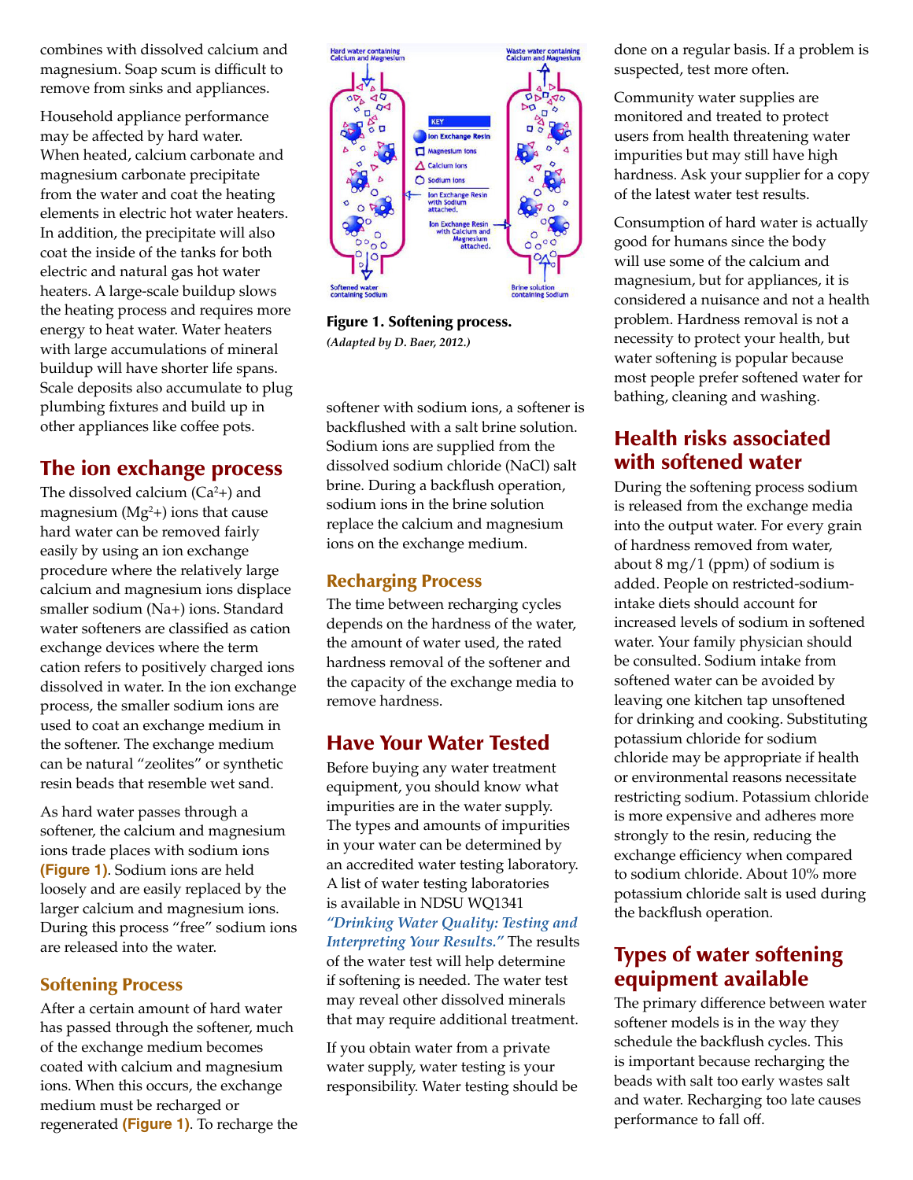combines with dissolved calcium and magnesium. Soap scum is difficult to remove from sinks and appliances.

Household appliance performance may be affected by hard water. When heated, calcium carbonate and magnesium carbonate precipitate from the water and coat the heating elements in electric hot water heaters. In addition, the precipitate will also coat the inside of the tanks for both electric and natural gas hot water heaters. A large-scale buildup slows the heating process and requires more energy to heat water. Water heaters with large accumulations of mineral buildup will have shorter life spans. Scale deposits also accumulate to plug plumbing fixtures and build up in other appliances like coffee pots.

## The ion exchange process

The dissolved calcium ($Ca^{2+}$) and magnesium ($Mg^{2+}$) ions that cause hard water can be removed fairly easily by using an ion exchange procedure where the relatively large calcium and magnesium ions displace smaller sodium ($Na^{+}$) ions. Standard water softeners are classified as cation exchange devices where the term cation refers to positively charged ions dissolved in water. In the ion exchange process, the smaller sodium ions are used to coat an exchange medium in the softener. The exchange medium can be natural "zeolites" or synthetic resin beads that resemble wet sand.

As hard water passes through a softener, the calcium and magnesium ions trade places with sodium ions **(Figure 1)**. Sodium ions are held loosely and are easily replaced by the larger calcium and magnesium ions. During this process "free" sodium ions are released into the water.

### Softening Process

After a certain amount of hard water has passed through the softener, much of the exchange medium becomes coated with calcium and magnesium ions. When this occurs, the exchange medium must be recharged or regenerated **(Figure 1)**. To recharge the softener with sodium ions, a softener is backflushed with a salt brine solution. Sodium ions are supplied from the dissolved sodium chloride (NaCl) salt brine. During a backflush operation, sodium ions in the brine solution replace the calcium and magnesium ions on the exchange medium.

**Figure 1. Softening process.**
*(Adapted by D. Baer, 2012.)*

### Recharging Process

The time between recharging cycles depends on the hardness of the water, the amount of water used, the rated hardness removal of the softener and the capacity of the exchange media to remove hardness.

## Have Your Water Tested

Before buying any water treatment equipment, you should know what impurities are in the water supply. The types and amounts of impurities in your water can be determined by an accredited water testing laboratory. A list of water testing laboratories is available in NDSU WQ1341 *"Drinking Water Quality: Testing and Interpreting Your Results."* The results of the water test will help determine if softening is needed. The water test may reveal other dissolved minerals that may require additional treatment.

If you obtain water from a private water supply, water testing is your responsibility. Water testing should be done on a regular basis. If a problem is suspected, test more often.

Community water supplies are monitored and treated to protect users from health threatening water impurities but may still have high hardness. Ask your supplier for a copy of the latest water test results.

Consumption of hard water is actually good for humans since the body will use some of the calcium and magnesium, but for appliances, it is considered a nuisance and not a health problem. Hardness removal is not a necessity to protect your health, but water softening is popular because most people prefer softened water for bathing, cleaning and washing.

## Health risks associated with softened water

During the softening process sodium is released from the exchange media into the output water. For every grain of hardness removed from water, about 8 mg/1 (ppm) of sodium is added. People on restricted-sodium-intake diets should account for increased levels of sodium in softened water. Your family physician should be consulted. Sodium intake from softened water can be avoided by leaving one kitchen tap unsoftened for drinking and cooking. Substituting potassium chloride for sodium chloride may be appropriate if health or environmental reasons necessitate restricting sodium. Potassium chloride is more expensive and adheres more strongly to the resin, reducing the exchange efficiency when compared to sodium chloride. About 10% more potassium chloride salt is used during the backflush operation.

## Types of water softening equipment available

The primary difference between water softener models is in the way they schedule the backflush cycles. This is important because recharging the beads with salt too early wastes salt and water. Recharging too late causes performance to fall off.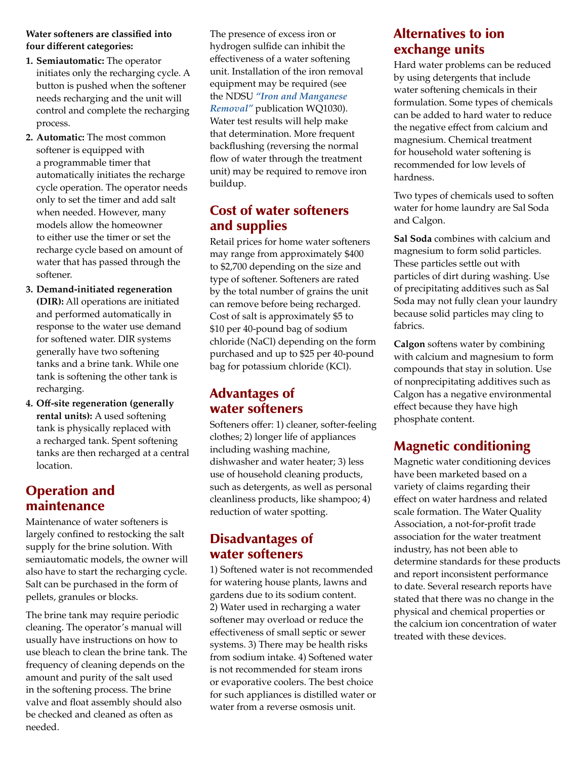**Water softeners are classified into four different categories:**

1. **Semiautomatic:** The operator initiates only the recharging cycle. A button is pushed when the softener needs recharging and the unit will control and complete the recharging process.
2. **Automatic:** The most common softener is equipped with a programmable timer that automatically initiates the recharge cycle operation. The operator needs only to set the timer and add salt when needed. However, many models allow the homeowner to either use the timer or set the recharge cycle based on amount of water that has passed through the softener.
3. **Demand-initiated regeneration (DIR):** All operations are initiated and performed automatically in response to the water use demand for softened water. DIR systems generally have two softening tanks and a brine tank. While one tank is softening the other tank is recharging.
4. **Off-site regeneration (generally rental units):** A used softening tank is physically replaced with a recharged tank. Spent softening tanks are then recharged at a central location.

## Operation and maintenance

Maintenance of water softeners is largely confined to restocking the salt supply for the brine solution. With semiautomatic models, the owner will also have to start the recharging cycle. Salt can be purchased in the form of pellets, granules or blocks.

The brine tank may require periodic cleaning. The operator's manual will usually have instructions on how to use bleach to clean the brine tank. The frequency of cleaning depends on the amount and purity of the salt used in the softening process. The brine valve and float assembly should also be checked and cleaned as often as needed.

The presence of excess iron or hydrogen sulfide can inhibit the effectiveness of a water softening unit. Installation of the iron removal equipment may be required (see the NDSU *"Iron and Manganese Removal"* publication WQ1030). Water test results will help make that determination. More frequent backflushing (reversing the normal flow of water through the treatment unit) may be required to remove iron buildup.

## Cost of water softeners and supplies

Retail prices for home water softeners may range from approximately $400 to $2,700 depending on the size and type of softener. Softeners are rated by the total number of grains the unit can remove before being recharged. Cost of salt is approximately $5 to $10 per 40-pound bag of sodium chloride (NaCl) depending on the form purchased and up to $25 per 40-pound bag for potassium chloride (KCl).

## Advantages of water softeners

Softeners offer: 1) cleaner, softer-feeling clothes; 2) longer life of appliances including washing machine, dishwasher and water heater; 3) less use of household cleaning products, such as detergents, as well as personal cleanliness products, like shampoo; 4) reduction of water spotting.

## Disadvantages of water softeners

1) Softened water is not recommended for watering house plants, lawns and gardens due to its sodium content. 2) Water used in recharging a water softener may overload or reduce the effectiveness of small septic or sewer systems. 3) There may be health risks from sodium intake. 4) Softened water is not recommended for steam irons or evaporative coolers. The best choice for such appliances is distilled water or water from a reverse osmosis unit.

## Alternatives to ion exchange units

Hard water problems can be reduced by using detergents that include water softening chemicals in their formulation. Some types of chemicals can be added to hard water to reduce the negative effect from calcium and magnesium. Chemical treatment for household water softening is recommended for low levels of hardness.

Two types of chemicals used to soften water for home laundry are Sal Soda and Calgon.

**Sal Soda** combines with calcium and magnesium to form solid particles. These particles settle out with particles of dirt during washing. Use of precipitating additives such as Sal Soda may not fully clean your laundry because solid particles may cling to fabrics.

**Calgon** softens water by combining with calcium and magnesium to form compounds that stay in solution. Use of nonprecipitating additives such as Calgon has a negative environmental effect because they have high phosphate content.

## Magnetic conditioning

Magnetic water conditioning devices have been marketed based on a variety of claims regarding their effect on water hardness and related scale formation. The Water Quality Association, a not-for-profit trade association for the water treatment industry, has not been able to determine standards for these products and report inconsistent performance to date. Several research reports have stated that there was no change in the physical and chemical properties or the calcium ion concentration of water treated with these devices.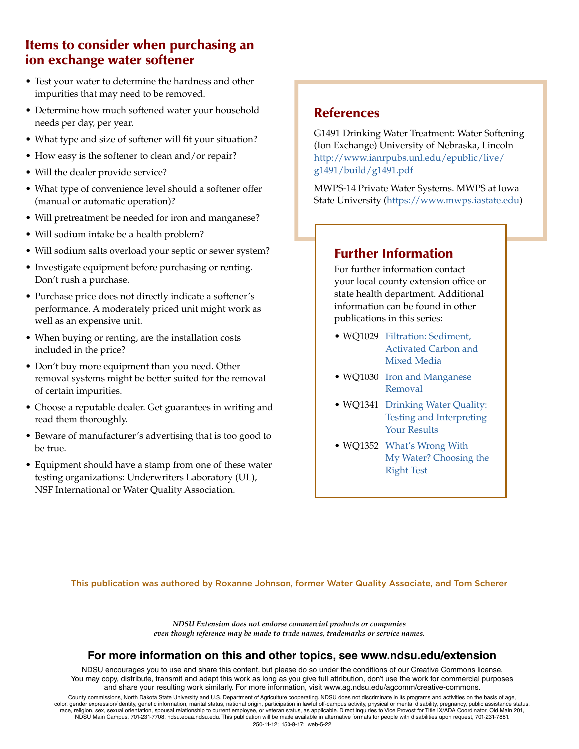## Items to consider when purchasing an ion exchange water softener

- Test your water to determine the hardness and other impurities that may need to be removed.
- Determine how much softened water your household needs per day, per year.
- What type and size of softener will fit your situation?
- How easy is the softener to clean and/or repair?
- Will the dealer provide service?
- What type of convenience level should a softener offer (manual or automatic operation)?
- Will pretreatment be needed for iron and manganese?
- Will sodium intake be a health problem?
- Will sodium salts overload your septic or sewer system?
- Investigate equipment before purchasing or renting. Don't rush a purchase.
- Purchase price does not directly indicate a softener's performance. A moderately priced unit might work as well as an expensive unit.
- When buying or renting, are the installation costs included in the price?
- Don't buy more equipment than you need. Other removal systems might be better suited for the removal of certain impurities.
- Choose a reputable dealer. Get guarantees in writing and read them thoroughly.
- Beware of manufacturer's advertising that is too good to be true.
- Equipment should have a stamp from one of these water testing organizations: Underwriters Laboratory (UL), NSF International or Water Quality Association.

## References

G1491 Drinking Water Treatment: Water Softening (Ion Exchange) University of Nebraska, Lincoln http://www.ianrpubs.unl.edu/epublic/live/g1491/build/g1491.pdf

MWPS-14 Private Water Systems. MWPS at Iowa State University (https://www.mwps.iastate.edu)

## Further Information

For further information contact your local county extension office or state health department. Additional information can be found in other publications in this series:

- WQ1029 Filtration: Sediment, Activated Carbon and Mixed Media
- WQ1030 Iron and Manganese Removal
- WQ1341 Drinking Water Quality: Testing and Interpreting Your Results
- WQ1352 What's Wrong With My Water? Choosing the Right Test

This publication was authored by Roxanne Johnson, former Water Quality Associate, and Tom Scherer

*NDSU Extension does not endorse commercial products or companies even though reference may be made to trade names, trademarks or service names.*

**For more information on this and other topics, see www.ndsu.edu/extension**

NDSU encourages you to use and share this content, but please do so under the conditions of our Creative Commons license. You may copy, distribute, transmit and adapt this work as long as you give full attribution, don't use the work for commercial purposes and share your resulting work similarly. For more information, visit www.ag.ndsu.edu/agcomm/creative-commons.

County commissions, North Dakota State University and U.S. Department of Agriculture cooperating. NDSU does not discriminate in its programs and activities on the basis of age, color, gender expression/identity, genetic information, marital status, national origin, participation in lawful off-campus activity, physical or mental disability, pregnancy, public assistance status, race, religion, sex, sexual orientation, spousal relationship to current employee, or veteran status, as applicable. Direct inquiries to Vice Provost for Title IX/ADA Coordinator, Old Main 201, NDSU Main Campus, 701-231-7708, ndsu.eoaa.ndsu.edu. This publication will be made available in alternative formats for people with disabilities upon request, 701-231-7881.

250-11-12; 150-8-17; web-5-22